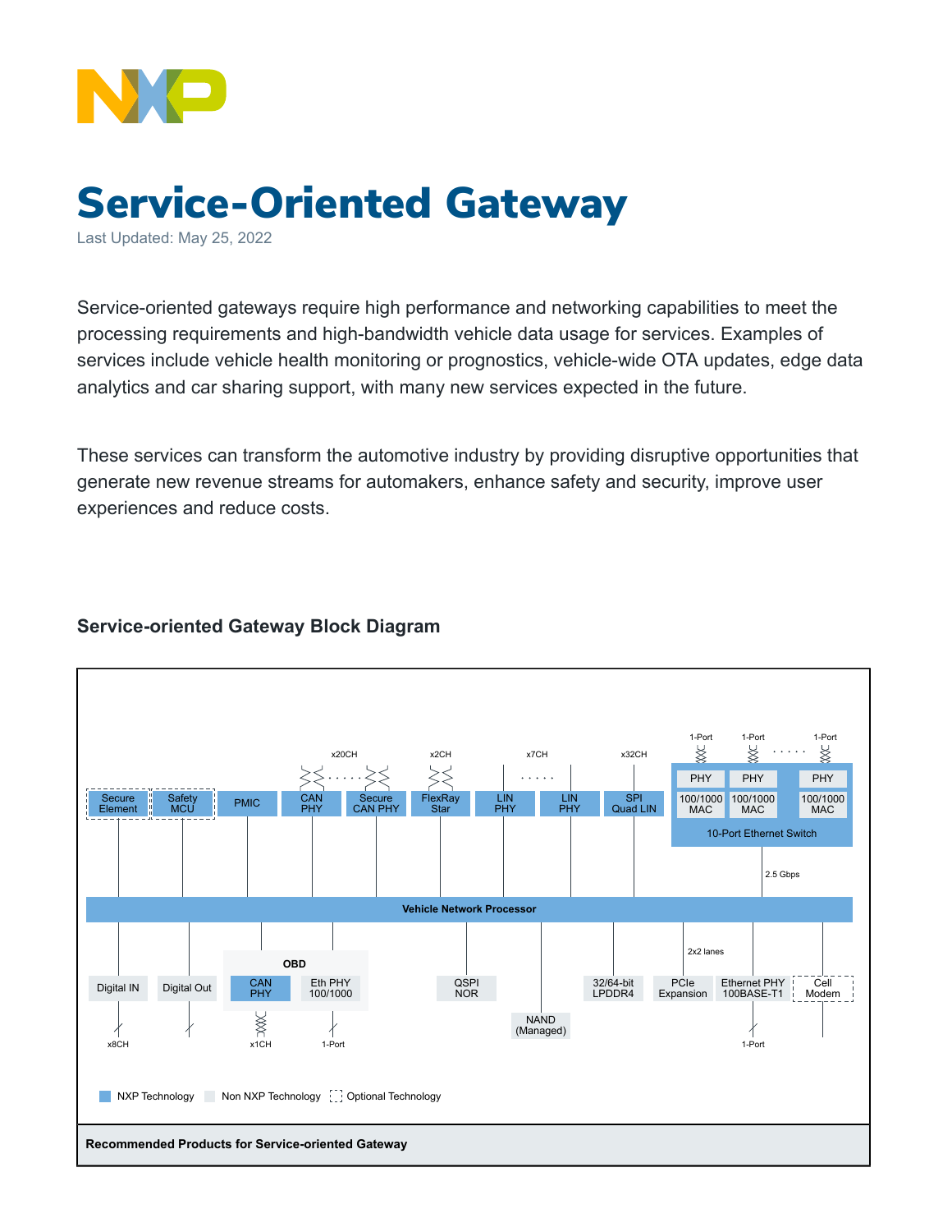# Service-Oriented Gateway

Last Updated: May 25, 2022

Service-oriented gateways require high performance and networking capabilities to meet the processing requirements and high-bandwidth vehicle data usage for services. Examples of services include vehicle health monitoring or prognostics, vehicle-wide OTA updates, edge data analytics and car sharing support, with many new services expected in the future.

These services can transform the automotive industry by providing disruptive opportunities that generate new revenue streams for automakers, enhance safety and security, improve user experiences and reduce costs.

### Service-oriented Gateway Block Diagram

**Recommended Products for Service-oriented Gateway**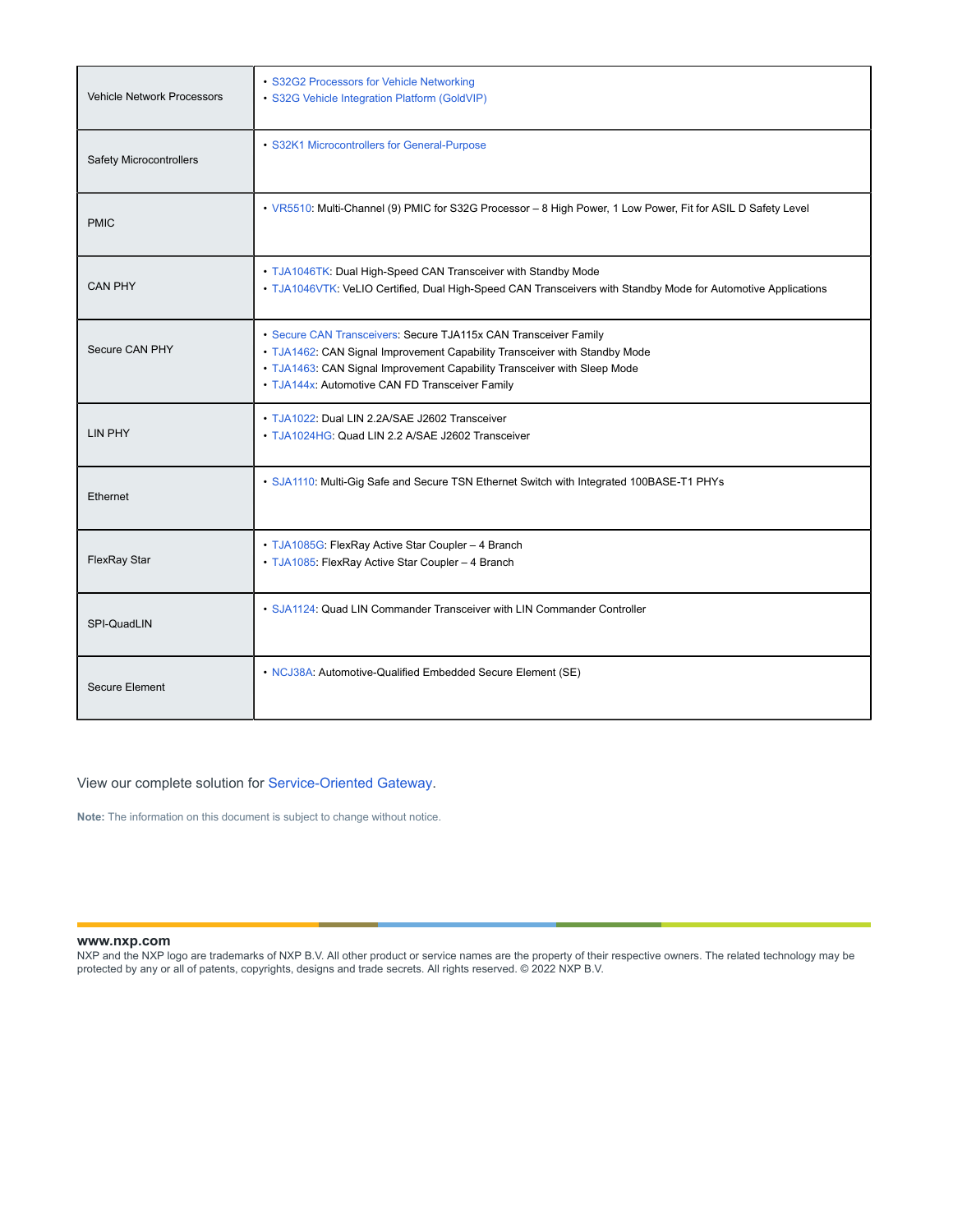| | |
|---|---|
| Vehicle Network Processors | • S32G2 Processors for Vehicle Networking<br>• S32G Vehicle Integration Platform (GoldVIP) |
| Safety Microcontrollers | • S32K1 Microcontrollers for General-Purpose |
| PMIC | • VR5510: Multi-Channel (9) PMIC for S32G Processor – 8 High Power, 1 Low Power, Fit for ASIL D Safety Level |
| CAN PHY | • TJA1046TK: Dual High-Speed CAN Transceiver with Standby Mode<br>• TJA1046VTK: VeLIO Certified, Dual High-Speed CAN Transceivers with Standby Mode for Automotive Applications |
| Secure CAN PHY | • Secure CAN Transceivers: Secure TJA115x CAN Transceiver Family<br>• TJA1462: CAN Signal Improvement Capability Transceiver with Standby Mode<br>• TJA1463: CAN Signal Improvement Capability Transceiver with Sleep Mode<br>• TJA144x: Automotive CAN FD Transceiver Family |
| LIN PHY | • TJA1022: Dual LIN 2.2A/SAE J2602 Transceiver<br>• TJA1024HG: Quad LIN 2.2 A/SAE J2602 Transceiver |
| Ethernet | • SJA1110: Multi-Gig Safe and Secure TSN Ethernet Switch with Integrated 100BASE-T1 PHYs |
| FlexRay Star | • TJA1085G: FlexRay Active Star Coupler – 4 Branch<br>• TJA1085: FlexRay Active Star Coupler – 4 Branch |
| SPI-QuadLIN | • SJA1124: Quad LIN Commander Transceiver with LIN Commander Controller |
| Secure Element | • NCJ38A: Automotive-Qualified Embedded Secure Element (SE) |

View our complete solution for Service-Oriented Gateway.

**Note:** The information on this document is subject to change without notice.

**www.nxp.com**
NXP and the NXP logo are trademarks of NXP B.V. All other product or service names are the property of their respective owners. The related technology may be protected by any or all of patents, copyrights, designs and trade secrets. All rights reserved. © 2022 NXP B.V.